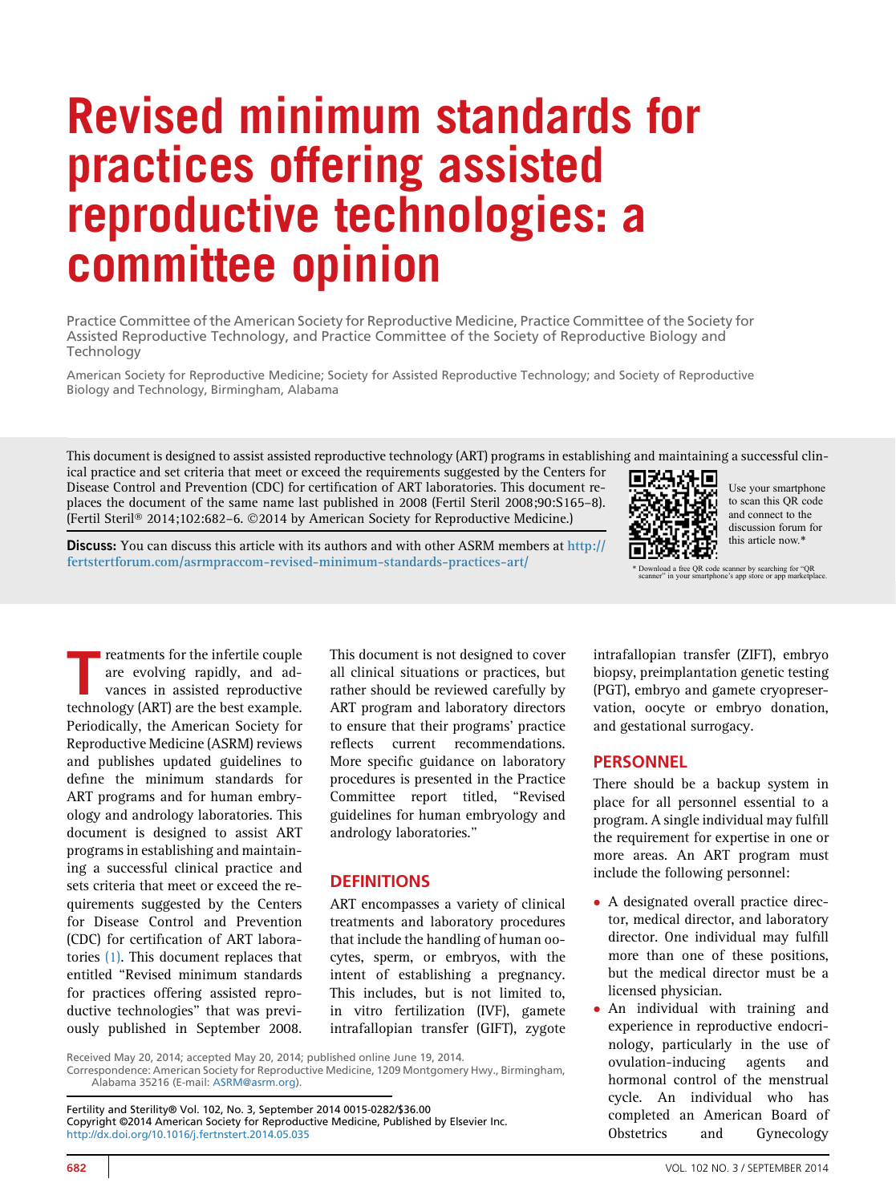# Revised minimum standards for practices offering assisted reproductive technologies: a committee opinion

Practice Committee of the American Society for Reproductive Medicine, Practice Committee of the Society for Assisted Reproductive Technology, and Practice Committee of the Society of Reproductive Biology and Technology

American Society for Reproductive Medicine; Society for Assisted Reproductive Technology; and Society of Reproductive Biology and Technology, Birmingham, Alabama

This document is designed to assist assisted reproductive technology (ART) programs in establishing and maintaining a successful clinical practice and set criteria that meet or exceed the requirements suggested by the Centers for Disease Control and Prevention (CDC) for certification of ART laboratories. This document replaces the document of the same name last published in 2008 (Fertil Steril 2008;90:S165–8). (Fertil Steril® 2014;102:682–6. ©2014 by American Society for Reproductive Medicine.)

**Discuss:** You can discuss this article with its authors and with other ASRM members at http://fertstertforum.com/asrmpraccom-revised-minimum-standards-practices-art/

Use your smartphone to scan this QR code and connect to the discussion forum for this article now.*

\* Download a free QR code scanner by searching for "QR scanner" in your smartphone's app store or app marketplace.

Treatments for the infertile couple are evolving rapidly, and advances in assisted reproductive technology (ART) are the best example. Periodically, the American Society for Reproductive Medicine (ASRM) reviews and publishes updated guidelines to define the minimum standards for ART programs and for human embryology and andrology laboratories. This document is designed to assist ART programs in establishing and maintaining a successful clinical practice and sets criteria that meet or exceed the requirements suggested by the Centers for Disease Control and Prevention (CDC) for certification of ART laboratories (1). This document replaces that entitled "Revised minimum standards for practices offering assisted reproductive technologies" that was previously published in September 2008. This document is not designed to cover all clinical situations or practices, but rather should be reviewed carefully by ART program and laboratory directors to ensure that their programs' practice reflects current recommendations. More specific guidance on laboratory procedures is presented in the Practice Committee report titled, "Revised guidelines for human embryology and andrology laboratories."

## DEFINITIONS

ART encompasses a variety of clinical treatments and laboratory procedures that include the handling of human oocytes, sperm, or embryos, with the intent of establishing a pregnancy. This includes, but is not limited to, in vitro fertilization (IVF), gamete intrafallopian transfer (GIFT), zygote intrafallopian transfer (ZIFT), embryo biopsy, preimplantation genetic testing (PGT), embryo and gamete cryopreservation, oocyte or embryo donation, and gestational surrogacy.

## PERSONNEL

There should be a backup system in place for all personnel essential to a program. A single individual may fulfill the requirement for expertise in one or more areas. An ART program must include the following personnel:

- A designated overall practice director, medical director, and laboratory director. One individual may fulfill more than one of these positions, but the medical director must be a licensed physician.
- An individual with training and experience in reproductive endocrinology, particularly in the use of ovulation-inducing agents and hormonal control of the menstrual cycle. An individual who has completed an American Board of Obstetrics and Gynecology

Received May 20, 2014; accepted May 20, 2014; published online June 19, 2014.

Correspondence: American Society for Reproductive Medicine, 1209 Montgomery Hwy., Birmingham, Alabama 35216 (E-mail: ASRM@asrm.org).

Fertility and Sterility® Vol. 102, No. 3, September 2014 0015-0282/$36.00
Copyright ©2014 American Society for Reproductive Medicine, Published by Elsevier Inc.
http://dx.doi.org/10.1016/j.fertnstert.2014.05.035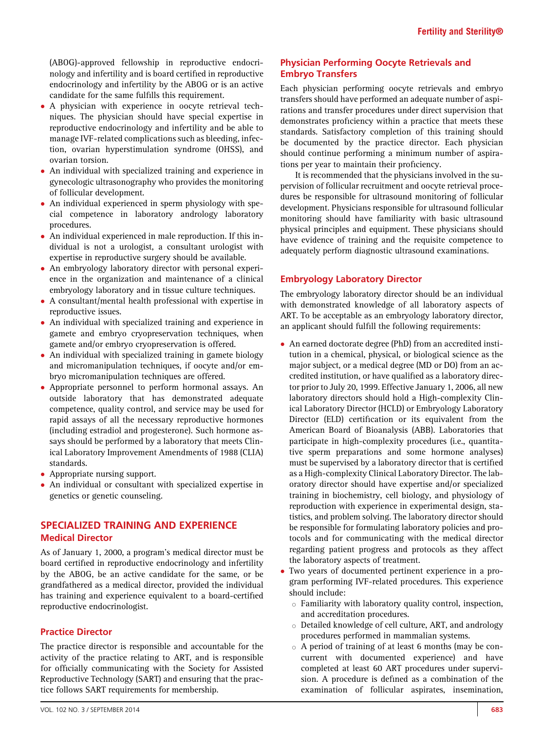(ABOG)-approved fellowship in reproductive endocrinology and infertility and is board certified in reproductive endocrinology and infertility by the ABOG or is an active candidate for the same fulfills this requirement.

- A physician with experience in oocyte retrieval techniques. The physician should have special expertise in reproductive endocrinology and infertility and be able to manage IVF-related complications such as bleeding, infection, ovarian hyperstimulation syndrome (OHSS), and ovarian torsion.
- An individual with specialized training and experience in gynecologic ultrasonography who provides the monitoring of follicular development.
- An individual experienced in sperm physiology with special competence in laboratory andrology laboratory procedures.
- An individual experienced in male reproduction. If this individual is not a urologist, a consultant urologist with expertise in reproductive surgery should be available.
- An embryology laboratory director with personal experience in the organization and maintenance of a clinical embryology laboratory and in tissue culture techniques.
- A consultant/mental health professional with expertise in reproductive issues.
- An individual with specialized training and experience in gamete and embryo cryopreservation techniques, when gamete and/or embryo cryopreservation is offered.
- An individual with specialized training in gamete biology and micromanipulation techniques, if oocyte and/or embryo micromanipulation techniques are offered.
- Appropriate personnel to perform hormonal assays. An outside laboratory that has demonstrated adequate competence, quality control, and service may be used for rapid assays of all the necessary reproductive hormones (including estradiol and progesterone). Such hormone assays should be performed by a laboratory that meets Clinical Laboratory Improvement Amendments of 1988 (CLIA) standards.
- Appropriate nursing support.
- An individual or consultant with specialized expertise in genetics or genetic counseling.

## SPECIALIZED TRAINING AND EXPERIENCE

### Medical Director

As of January 1, 2000, a program's medical director must be board certified in reproductive endocrinology and infertility by the ABOG, be an active candidate for the same, or be grandfathered as a medical director, provided the individual has training and experience equivalent to a board-certified reproductive endocrinologist.

### Practice Director

The practice director is responsible and accountable for the activity of the practice relating to ART, and is responsible for officially communicating with the Society for Assisted Reproductive Technology (SART) and ensuring that the practice follows SART requirements for membership.

### Physician Performing Oocyte Retrievals and Embryo Transfers

Each physician performing oocyte retrievals and embryo transfers should have performed an adequate number of aspirations and transfer procedures under direct supervision that demonstrates proficiency within a practice that meets these standards. Satisfactory completion of this training should be documented by the practice director. Each physician should continue performing a minimum number of aspirations per year to maintain their proficiency.

It is recommended that the physicians involved in the supervision of follicular recruitment and oocyte retrieval procedures be responsible for ultrasound monitoring of follicular development. Physicians responsible for ultrasound follicular monitoring should have familiarity with basic ultrasound physical principles and equipment. These physicians should have evidence of training and the requisite competence to adequately perform diagnostic ultrasound examinations.

### Embryology Laboratory Director

The embryology laboratory director should be an individual with demonstrated knowledge of all laboratory aspects of ART. To be acceptable as an embryology laboratory director, an applicant should fulfill the following requirements:

- An earned doctorate degree (PhD) from an accredited institution in a chemical, physical, or biological science as the major subject, or a medical degree (MD or DO) from an accredited institution, or have qualified as a laboratory director prior to July 20, 1999. Effective January 1, 2006, all new laboratory directors should hold a High-complexity Clinical Laboratory Director (HCLD) or Embryology Laboratory Director (ELD) certification or its equivalent from the American Board of Bioanalysis (ABB). Laboratories that participate in high-complexity procedures (i.e., quantitative sperm preparations and some hormone analyses) must be supervised by a laboratory director that is certified as a High-complexity Clinical Laboratory Director. The laboratory director should have expertise and/or specialized training in biochemistry, cell biology, and physiology of reproduction with experience in experimental design, statistics, and problem solving. The laboratory director should be responsible for formulating laboratory policies and protocols and for communicating with the medical director regarding patient progress and protocols as they affect the laboratory aspects of treatment.
- Two years of documented pertinent experience in a program performing IVF-related procedures. This experience should include:
  - Familiarity with laboratory quality control, inspection, and accreditation procedures.
  - Detailed knowledge of cell culture, ART, and andrology procedures performed in mammalian systems.
  - A period of training of at least 6 months (may be concurrent with documented experience) and have completed at least 60 ART procedures under supervision. A procedure is defined as a combination of the examination of follicular aspirates, insemination,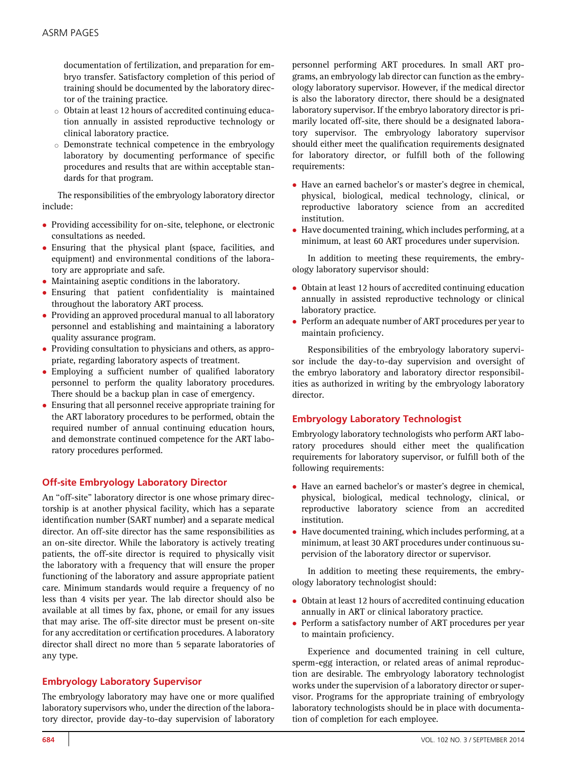documentation of fertilization, and preparation for embryo transfer. Satisfactory completion of this period of training should be documented by the laboratory director of the training practice.

  - Obtain at least 12 hours of accredited continuing education annually in assisted reproductive technology or clinical laboratory practice.
  - Demonstrate technical competence in the embryology laboratory by documenting performance of specific procedures and results that are within acceptable standards for that program.

The responsibilities of the embryology laboratory director include:

- Providing accessibility for on-site, telephone, or electronic consultations as needed.
- Ensuring that the physical plant (space, facilities, and equipment) and environmental conditions of the laboratory are appropriate and safe.
- Maintaining aseptic conditions in the laboratory.
- Ensuring that patient confidentiality is maintained throughout the laboratory ART process.
- Providing an approved procedural manual to all laboratory personnel and establishing and maintaining a laboratory quality assurance program.
- Providing consultation to physicians and others, as appropriate, regarding laboratory aspects of treatment.
- Employing a sufficient number of qualified laboratory personnel to perform the quality laboratory procedures. There should be a backup plan in case of emergency.
- Ensuring that all personnel receive appropriate training for the ART laboratory procedures to be performed, obtain the required number of annual continuing education hours, and demonstrate continued competence for the ART laboratory procedures performed.

## Off-site Embryology Laboratory Director

An "off-site" laboratory director is one whose primary directorship is at another physical facility, which has a separate identification number (SART number) and a separate medical director. An off-site director has the same responsibilities as an on-site director. While the laboratory is actively treating patients, the off-site director is required to physically visit the laboratory with a frequency that will ensure the proper functioning of the laboratory and assure appropriate patient care. Minimum standards would require a frequency of no less than 4 visits per year. The lab director should also be available at all times by fax, phone, or email for any issues that may arise. The off-site director must be present on-site for any accreditation or certification procedures. A laboratory director shall direct no more than 5 separate laboratories of any type.

## Embryology Laboratory Supervisor

The embryology laboratory may have one or more qualified laboratory supervisors who, under the direction of the laboratory director, provide day-to-day supervision of laboratory personnel performing ART procedures. In small ART programs, an embryology lab director can function as the embryology laboratory supervisor. However, if the medical director is also the laboratory director, there should be a designated laboratory supervisor. If the embryo laboratory director is primarily located off-site, there should be a designated laboratory supervisor. The embryology laboratory supervisor should either meet the qualification requirements designated for laboratory director, or fulfill both of the following requirements:

- Have an earned bachelor's or master's degree in chemical, physical, biological, medical technology, clinical, or reproductive laboratory science from an accredited institution.
- Have documented training, which includes performing, at a minimum, at least 60 ART procedures under supervision.

In addition to meeting these requirements, the embryology laboratory supervisor should:

- Obtain at least 12 hours of accredited continuing education annually in assisted reproductive technology or clinical laboratory practice.
- Perform an adequate number of ART procedures per year to maintain proficiency.

Responsibilities of the embryology laboratory supervisor include the day-to-day supervision and oversight of the embryo laboratory and laboratory director responsibilities as authorized in writing by the embryology laboratory director.

## Embryology Laboratory Technologist

Embryology laboratory technologists who perform ART laboratory procedures should either meet the qualification requirements for laboratory supervisor, or fulfill both of the following requirements:

- Have an earned bachelor's or master's degree in chemical, physical, biological, medical technology, clinical, or reproductive laboratory science from an accredited institution.
- Have documented training, which includes performing, at a minimum, at least 30 ART procedures under continuous supervision of the laboratory director or supervisor.

In addition to meeting these requirements, the embryology laboratory technologist should:

- Obtain at least 12 hours of accredited continuing education annually in ART or clinical laboratory practice.
- Perform a satisfactory number of ART procedures per year to maintain proficiency.

Experience and documented training in cell culture, sperm-egg interaction, or related areas of animal reproduction are desirable. The embryology laboratory technologist works under the supervision of a laboratory director or supervisor. Programs for the appropriate training of embryology laboratory technologists should be in place with documentation of completion for each employee.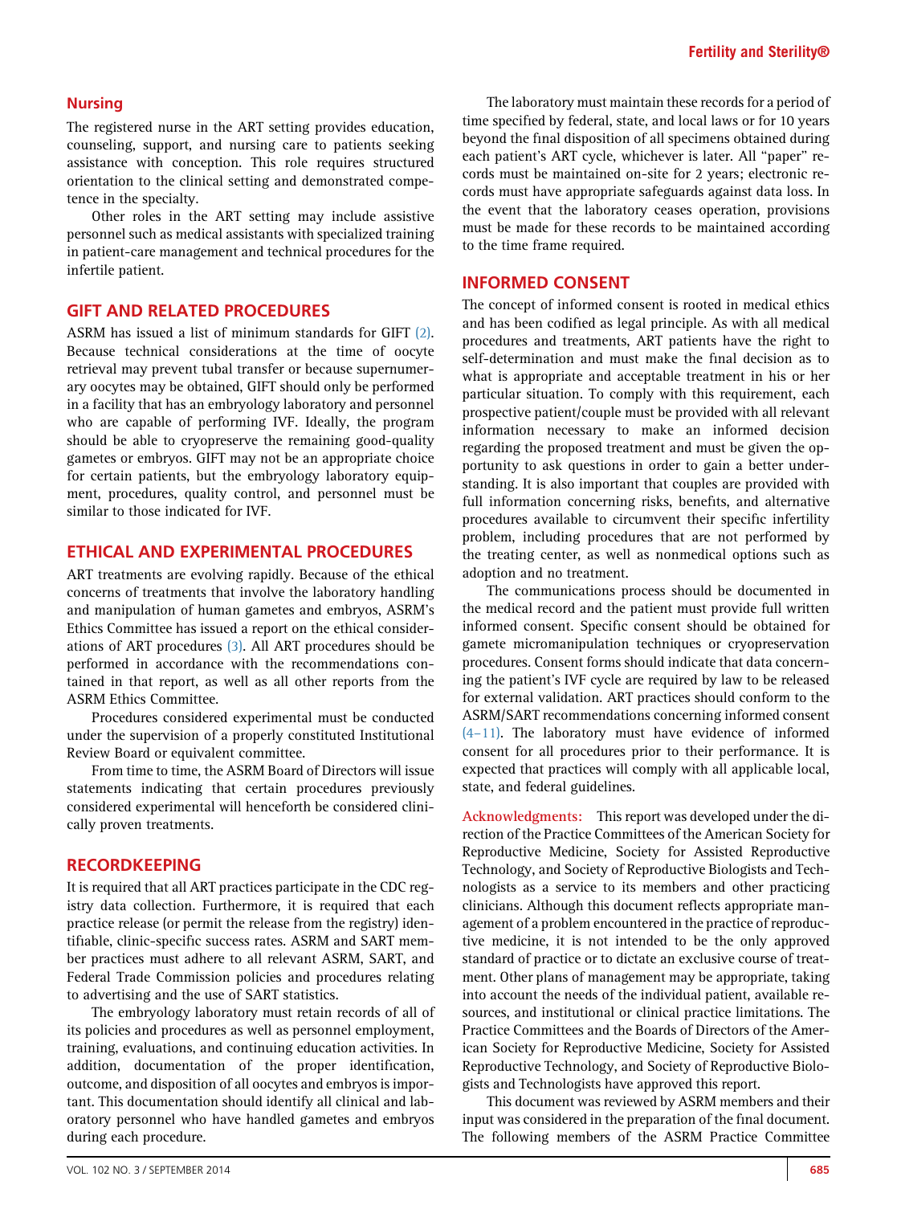## Nursing

The registered nurse in the ART setting provides education, counseling, support, and nursing care to patients seeking assistance with conception. This role requires structured orientation to the clinical setting and demonstrated competence in the specialty.

Other roles in the ART setting may include assistive personnel such as medical assistants with specialized training in patient-care management and technical procedures for the infertile patient.

## GIFT AND RELATED PROCEDURES

ASRM has issued a list of minimum standards for GIFT (2). Because technical considerations at the time of oocyte retrieval may prevent tubal transfer or because supernumerary oocytes may be obtained, GIFT should only be performed in a facility that has an embryology laboratory and personnel who are capable of performing IVF. Ideally, the program should be able to cryopreserve the remaining good-quality gametes or embryos. GIFT may not be an appropriate choice for certain patients, but the embryology laboratory equipment, procedures, quality control, and personnel must be similar to those indicated for IVF.

## ETHICAL AND EXPERIMENTAL PROCEDURES

ART treatments are evolving rapidly. Because of the ethical concerns of treatments that involve the laboratory handling and manipulation of human gametes and embryos, ASRM's Ethics Committee has issued a report on the ethical considerations of ART procedures (3). All ART procedures should be performed in accordance with the recommendations contained in that report, as well as all other reports from the ASRM Ethics Committee.

Procedures considered experimental must be conducted under the supervision of a properly constituted Institutional Review Board or equivalent committee.

From time to time, the ASRM Board of Directors will issue statements indicating that certain procedures previously considered experimental will henceforth be considered clinically proven treatments.

## RECORDKEEPING

It is required that all ART practices participate in the CDC registry data collection. Furthermore, it is required that each practice release (or permit the release from the registry) identifiable, clinic-specific success rates. ASRM and SART member practices must adhere to all relevant ASRM, SART, and Federal Trade Commission policies and procedures relating to advertising and the use of SART statistics.

The embryology laboratory must retain records of all of its policies and procedures as well as personnel employment, training, evaluations, and continuing education activities. In addition, documentation of the proper identification, outcome, and disposition of all oocytes and embryos is important. This documentation should identify all clinical and laboratory personnel who have handled gametes and embryos during each procedure.

The laboratory must maintain these records for a period of time specified by federal, state, and local laws or for 10 years beyond the final disposition of all specimens obtained during each patient's ART cycle, whichever is later. All "paper" records must be maintained on-site for 2 years; electronic records must have appropriate safeguards against data loss. In the event that the laboratory ceases operation, provisions must be made for these records to be maintained according to the time frame required.

## INFORMED CONSENT

The concept of informed consent is rooted in medical ethics and has been codified as legal principle. As with all medical procedures and treatments, ART patients have the right to self-determination and must make the final decision as to what is appropriate and acceptable treatment in his or her particular situation. To comply with this requirement, each prospective patient/couple must be provided with all relevant information necessary to make an informed decision regarding the proposed treatment and must be given the opportunity to ask questions in order to gain a better understanding. It is also important that couples are provided with full information concerning risks, benefits, and alternative procedures available to circumvent their specific infertility problem, including procedures that are not performed by the treating center, as well as nonmedical options such as adoption and no treatment.

The communications process should be documented in the medical record and the patient must provide full written informed consent. Specific consent should be obtained for gamete micromanipulation techniques or cryopreservation procedures. Consent forms should indicate that data concerning the patient's IVF cycle are required by law to be released for external validation. ART practices should conform to the ASRM/SART recommendations concerning informed consent (4–11). The laboratory must have evidence of informed consent for all procedures prior to their performance. It is expected that practices will comply with all applicable local, state, and federal guidelines.

**Acknowledgments:** This report was developed under the direction of the Practice Committees of the American Society for Reproductive Medicine, Society for Assisted Reproductive Technology, and Society of Reproductive Biologists and Technologists as a service to its members and other practicing clinicians. Although this document reflects appropriate management of a problem encountered in the practice of reproductive medicine, it is not intended to be the only approved standard of practice or to dictate an exclusive course of treatment. Other plans of management may be appropriate, taking into account the needs of the individual patient, available resources, and institutional or clinical practice limitations. The Practice Committees and the Boards of Directors of the American Society for Reproductive Medicine, Society for Assisted Reproductive Technology, and Society of Reproductive Biologists and Technologists have approved this report.

This document was reviewed by ASRM members and their input was considered in the preparation of the final document. The following members of the ASRM Practice Committee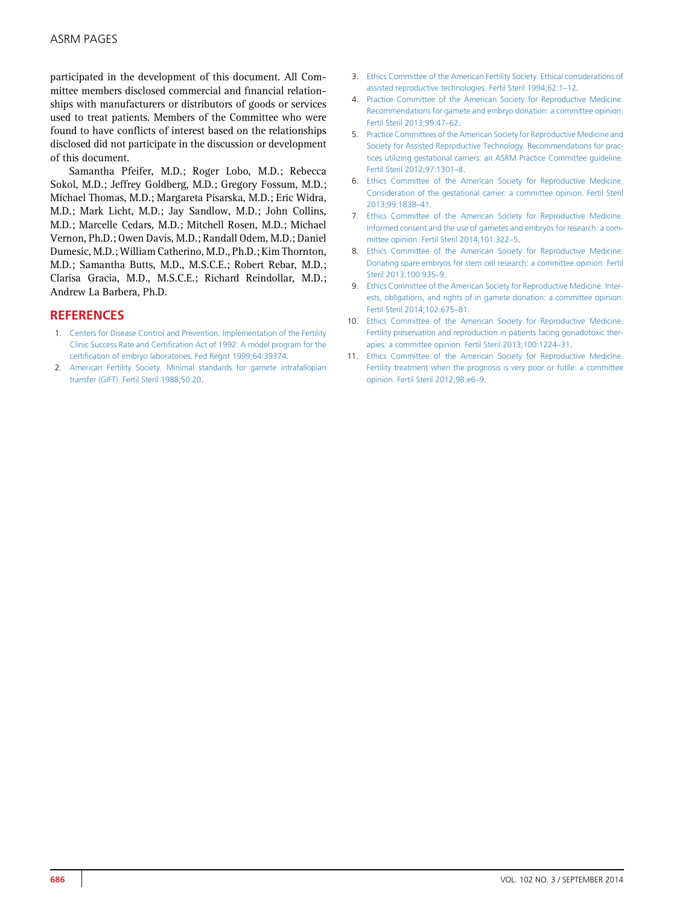participated in the development of this document. All Committee members disclosed commercial and financial relationships with manufacturers or distributors of goods or services used to treat patients. Members of the Committee who were found to have conflicts of interest based on the relationships disclosed did not participate in the discussion or development of this document.

Samantha Pfeifer, M.D.; Roger Lobo, M.D.; Rebecca Sokol, M.D.; Jeffrey Goldberg, M.D.; Gregory Fossum, M.D.; Michael Thomas, M.D.; Margareta Pisarska, M.D.; Eric Widra, M.D.; Mark Licht, M.D.; Jay Sandlow, M.D.; John Collins, M.D.; Marcelle Cedars, M.D.; Mitchell Rosen, M.D.; Michael Vernon, Ph.D.; Owen Davis, M.D.; Randall Odem, M.D.; Daniel Dumesic, M.D.; William Catherino, M.D., Ph.D.; Kim Thornton, M.D.; Samantha Butts, M.D., M.S.C.E.; Robert Rebar, M.D.; Clarisa Gracia, M.D., M.S.C.E.; Richard Reindollar, M.D.; Andrew La Barbera, Ph.D.

## REFERENCES

1. Centers for Disease Control and Prevention. Implementation of the Fertility Clinic Success Rate and Certification Act of 1992: A model program for the certification of embryo laboratories. Fed Regist 1999;64:39374.
2. American Fertility Society. Minimal standards for gamete intrafallopian transfer (GIFT). Fertil Steril 1988;50:20.
3. Ethics Committee of the American Fertility Society. Ethical considerations of assisted reproductive technologies. Fertil Steril 1994;62:1–12.
4. Practice Committee of the American Society for Reproductive Medicine. Recommendations for gamete and embryo donation: a committee opinion. Fertil Steril 2013;99:47–62.
5. Practice Committees of the American Society for Reproductive Medicine and Society for Assisted Reproductive Technology. Recommendations for practices utilizing gestational carriers: an ASRM Practice Committee guideline. Fertil Steril 2012;97:1301–8.
6. Ethics Committee of the American Society for Reproductive Medicine. Consideration of the gestational carrier: a committee opinion. Fertil Steril 2013;99:1838–41.
7. Ethics Committee of the American Society for Reproductive Medicine. Informed consent and the use of gametes and embryos for research: a committee opinion. Fertil Steril 2014;101:322–5.
8. Ethics Committee of the American Society for Reproductive Medicine. Donating spare embryos for stem cell research: a committee opinion. Fertil Steril 2013;100:935–9.
9. Ethics Committee of the American Society for Reproductive Medicine. Interests, obligations, and rights of in gamete donation: a committee opinion. Fertil Steril 2014;102:675–81.
10. Ethics Committee of the American Society for Reproductive Medicine. Fertility preservation and reproduction in patients facing gonadotoxic therapies: a committee opinion. Fertil Steril 2013;100:1224–31.
11. Ethics Committee of the American Society for Reproductive Medicine. Fertility treatment when the prognosis is very poor or futile: a committee opinion. Fertil Steril 2012;98:e6–9.